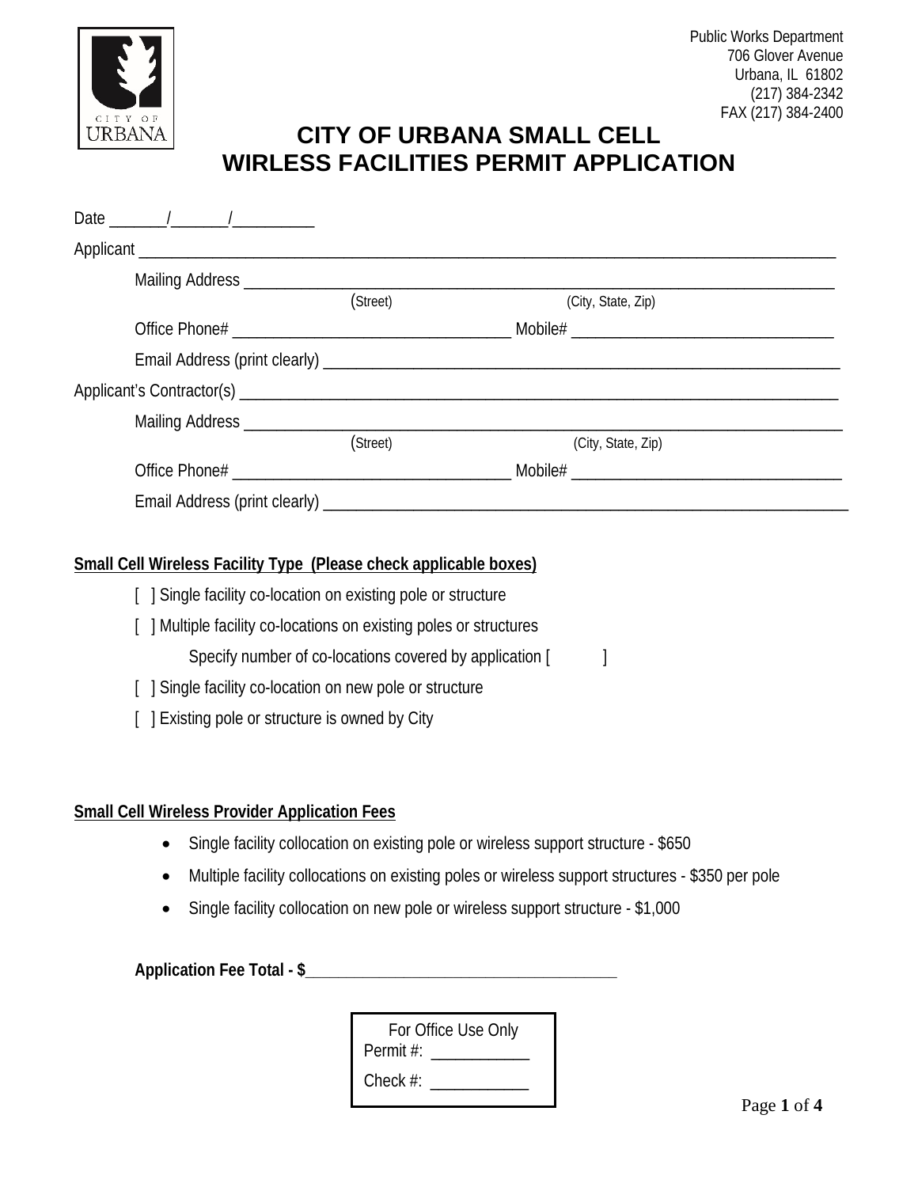Public Works Department
706 Glover Avenue
Urbana, IL 61802
(217) 384-2342
FAX (217) 384-2400

# CITY OF URBANA SMALL CELL WIRLESS FACILITIES PERMIT APPLICATION

Date _______/_______/_________

Applicant ____________________________________________________________________________________

Mailing Address ________________________________________________________________________
(Street) (City, State, Zip)

Office Phone# _________________________________ Mobile# _______________________________

Email Address (print clearly) ______________________________________________________________

Applicant's Contractor(s) ____________________________________________________________________

Mailing Address ________________________________________________________________________
(Street) (City, State, Zip)

Office Phone# _________________________________ Mobile# _______________________________

Email Address (print clearly) ______________________________________________________________

**Small Cell Wireless Facility Type (Please check applicable boxes)**

[ ] Single facility co-location on existing pole or structure

[ ] Multiple facility co-locations on existing poles or structures

Specify number of co-locations covered by application [ ]

[ ] Single facility co-location on new pole or structure

[ ] Existing pole or structure is owned by City

**Small Cell Wireless Provider Application Fees**

- Single facility collocation on existing pole or wireless support structure - $650
- Multiple facility collocations on existing poles or wireless support structures - $350 per pole
- Single facility collocation on new pole or wireless support structure - $1,000

**Application Fee Total - $**_____________________________________

For Office Use Only
Permit #: ___________
Check #: ___________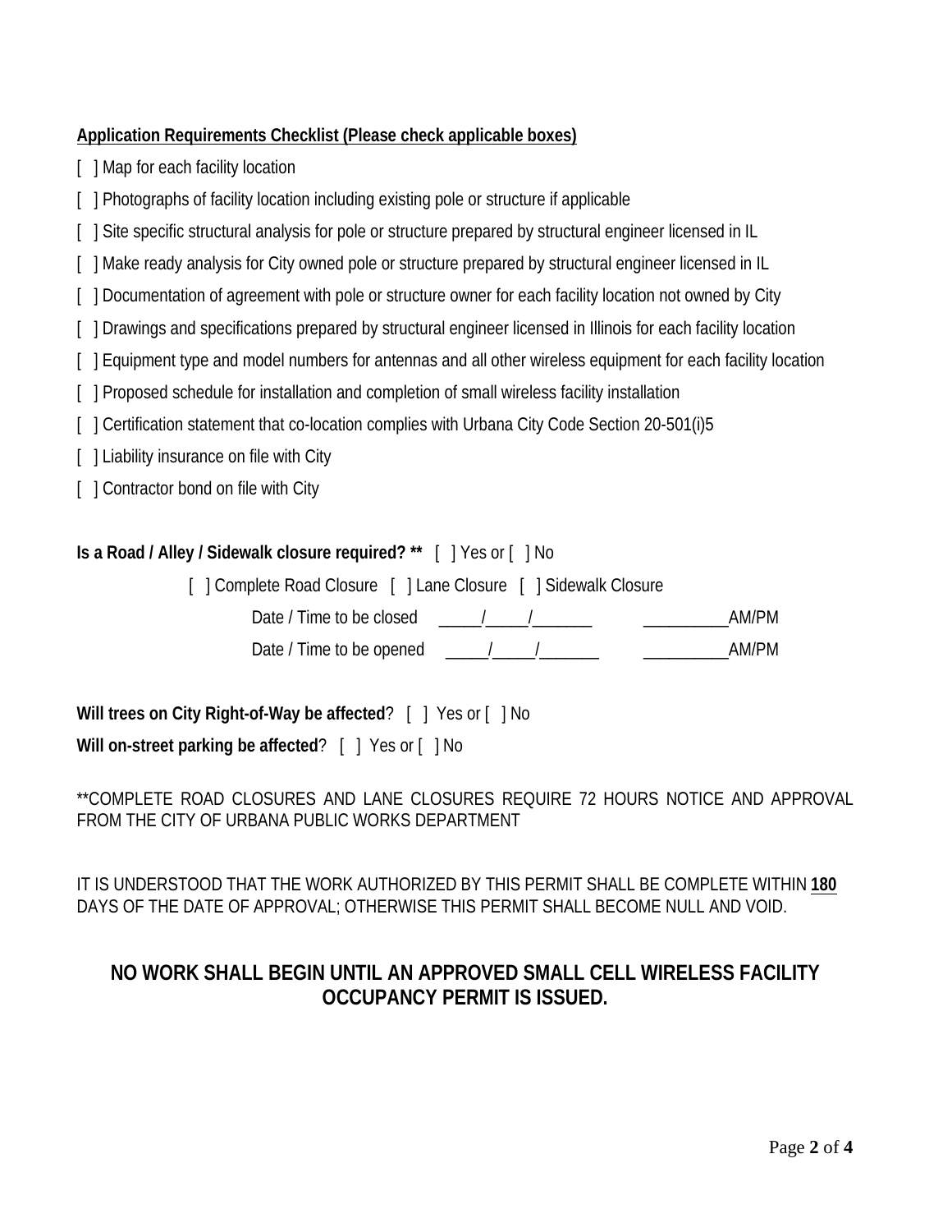**Application Requirements Checklist (Please check applicable boxes)**

[ ] Map for each facility location

[ ] Photographs of facility location including existing pole or structure if applicable

[ ] Site specific structural analysis for pole or structure prepared by structural engineer licensed in IL

[ ] Make ready analysis for City owned pole or structure prepared by structural engineer licensed in IL

[ ] Documentation of agreement with pole or structure owner for each facility location not owned by City

[ ] Drawings and specifications prepared by structural engineer licensed in Illinois for each facility location

[ ] Equipment type and model numbers for antennas and all other wireless equipment for each facility location

[ ] Proposed schedule for installation and completion of small wireless facility installation

[ ] Certification statement that co-location complies with Urbana City Code Section 20-501(i)5

[ ] Liability insurance on file with City

[ ] Contractor bond on file with City

**Is a Road / Alley / Sidewalk closure required? \*\*** [ ] Yes or [ ] No

[ ] Complete Road Closure [ ] Lane Closure [ ] Sidewalk Closure

Date / Time to be closed _____/_____/_______ __________AM/PM

Date / Time to be opened _____/_____/_______ __________AM/PM

**Will trees on City Right-of-Way be affected**? [ ] Yes or [ ] No

**Will on-street parking be affected**? [ ] Yes or [ ] No

\*\*COMPLETE ROAD CLOSURES AND LANE CLOSURES REQUIRE 72 HOURS NOTICE AND APPROVAL FROM THE CITY OF URBANA PUBLIC WORKS DEPARTMENT

IT IS UNDERSTOOD THAT THE WORK AUTHORIZED BY THIS PERMIT SHALL BE COMPLETE WITHIN **180** DAYS OF THE DATE OF APPROVAL; OTHERWISE THIS PERMIT SHALL BECOME NULL AND VOID.

**NO WORK SHALL BEGIN UNTIL AN APPROVED SMALL CELL WIRELESS FACILITY OCCUPANCY PERMIT IS ISSUED.**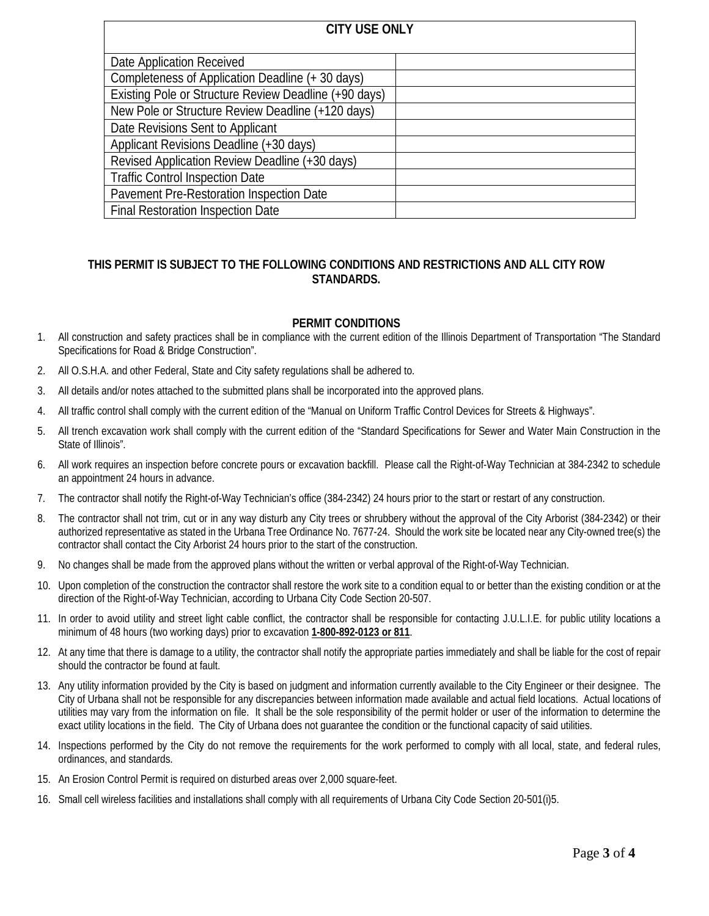| CITY USE ONLY | |
|---|---|
| Date Application Received | |
| Completeness of Application Deadline (+ 30 days) | |
| Existing Pole or Structure Review Deadline (+90 days) | |
| New Pole or Structure Review Deadline (+120 days) | |
| Date Revisions Sent to Applicant | |
| Applicant Revisions Deadline (+30 days) | |
| Revised Application Review Deadline (+30 days) | |
| Traffic Control Inspection Date | |
| Pavement Pre-Restoration Inspection Date | |
| Final Restoration Inspection Date | |

**THIS PERMIT IS SUBJECT TO THE FOLLOWING CONDITIONS AND RESTRICTIONS AND ALL CITY ROW STANDARDS.**

## PERMIT CONDITIONS

1. All construction and safety practices shall be in compliance with the current edition of the Illinois Department of Transportation "The Standard Specifications for Road & Bridge Construction".
2. All O.S.H.A. and other Federal, State and City safety regulations shall be adhered to.
3. All details and/or notes attached to the submitted plans shall be incorporated into the approved plans.
4. All traffic control shall comply with the current edition of the "Manual on Uniform Traffic Control Devices for Streets & Highways".
5. All trench excavation work shall comply with the current edition of the "Standard Specifications for Sewer and Water Main Construction in the State of Illinois".
6. All work requires an inspection before concrete pours or excavation backfill. Please call the Right-of-Way Technician at 384-2342 to schedule an appointment 24 hours in advance.
7. The contractor shall notify the Right-of-Way Technician's office (384-2342) 24 hours prior to the start or restart of any construction.
8. The contractor shall not trim, cut or in any way disturb any City trees or shrubbery without the approval of the City Arborist (384-2342) or their authorized representative as stated in the Urbana Tree Ordinance No. 7677-24. Should the work site be located near any City-owned tree(s) the contractor shall contact the City Arborist 24 hours prior to the start of the construction.
9. No changes shall be made from the approved plans without the written or verbal approval of the Right-of-Way Technician.
10. Upon completion of the construction the contractor shall restore the work site to a condition equal to or better than the existing condition or at the direction of the Right-of-Way Technician, according to Urbana City Code Section 20-507.
11. In order to avoid utility and street light cable conflict, the contractor shall be responsible for contacting J.U.L.I.E. for public utility locations a minimum of 48 hours (two working days) prior to excavation **1-800-892-0123 or 811**.
12. At any time that there is damage to a utility, the contractor shall notify the appropriate parties immediately and shall be liable for the cost of repair should the contractor be found at fault.
13. Any utility information provided by the City is based on judgment and information currently available to the City Engineer or their designee. The City of Urbana shall not be responsible for any discrepancies between information made available and actual field locations. Actual locations of utilities may vary from the information on file. It shall be the sole responsibility of the permit holder or user of the information to determine the exact utility locations in the field. The City of Urbana does not guarantee the condition or the functional capacity of said utilities.
14. Inspections performed by the City do not remove the requirements for the work performed to comply with all local, state, and federal rules, ordinances, and standards.
15. An Erosion Control Permit is required on disturbed areas over 2,000 square-feet.
16. Small cell wireless facilities and installations shall comply with all requirements of Urbana City Code Section 20-501(i)5.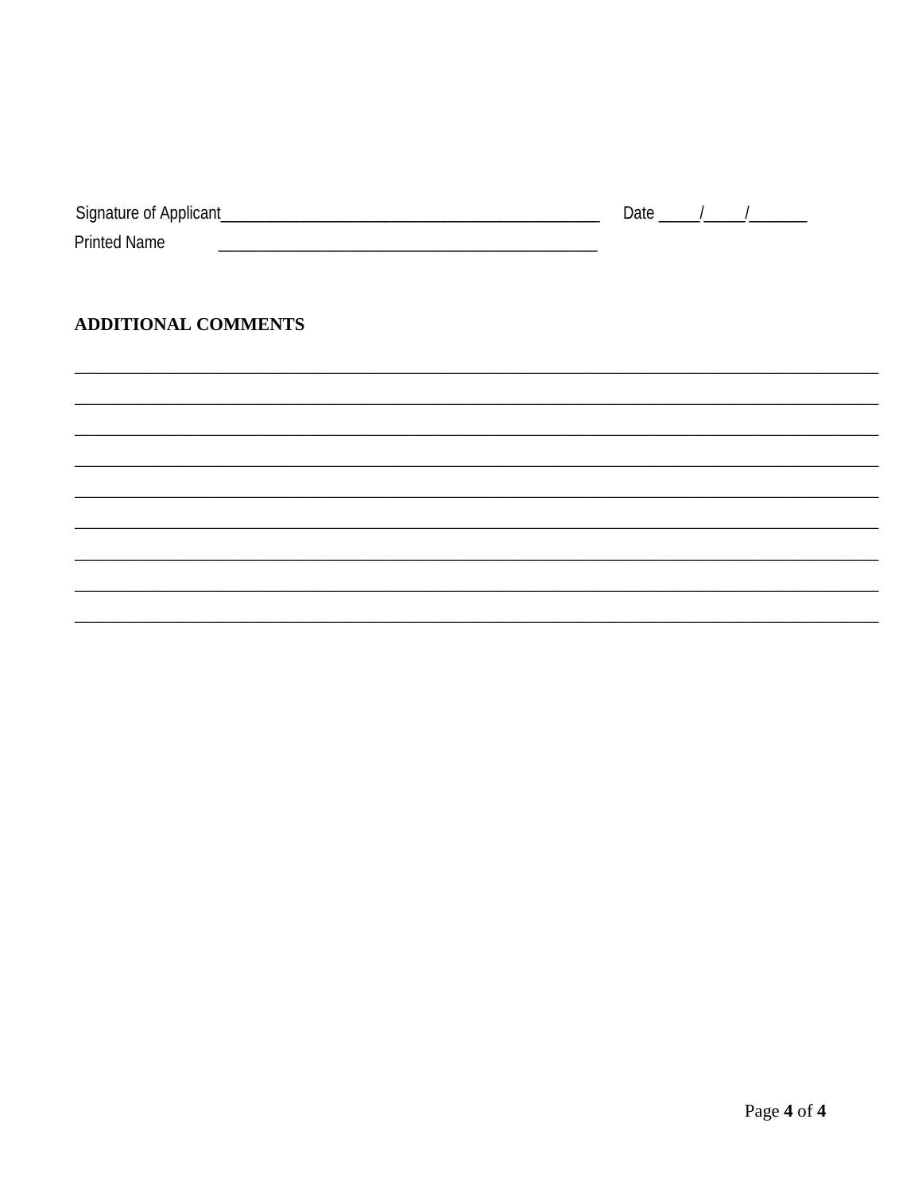Signature of Applicant_______________________________________________ Date _____/_____/_______

Printed Name _______________________________________________

## ADDITIONAL COMMENTS

_____________________________________________________________________________________________

_____________________________________________________________________________________________

_____________________________________________________________________________________________

_____________________________________________________________________________________________

_____________________________________________________________________________________________

_____________________________________________________________________________________________

_____________________________________________________________________________________________

_____________________________________________________________________________________________

_____________________________________________________________________________________________